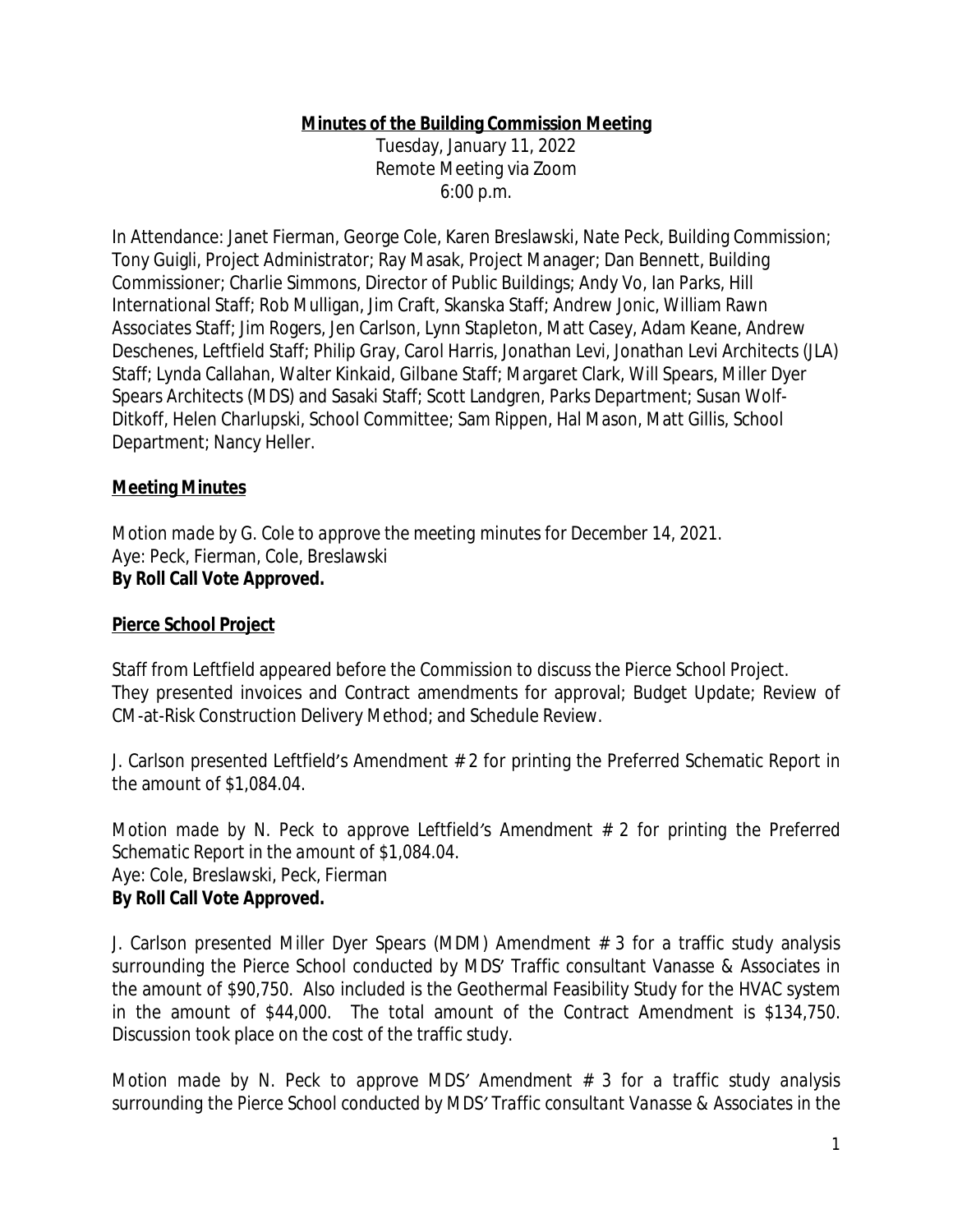**Minutes of the Building Commission Meeting**

Tuesday, January 11, 2022
Remote Meeting via Zoom
6:00 p.m.

In Attendance: Janet Fierman, George Cole, Karen Breslawski, Nate Peck, Building Commission; Tony Guigli, Project Administrator; Ray Masak, Project Manager; Dan Bennett, Building Commissioner; Charlie Simmons, Director of Public Buildings; Andy Vo, Ian Parks, Hill International Staff; Rob Mulligan, Jim Craft, Skanska Staff; Andrew Jonic, William Rawn Associates Staff; Jim Rogers, Jen Carlson, Lynn Stapleton, Matt Casey, Adam Keane, Andrew Deschenes, Leftfield Staff; Philip Gray, Carol Harris, Jonathan Levi, Jonathan Levi Architects (JLA) Staff; Lynda Callahan, Walter Kinkaid, Gilbane Staff; Margaret Clark, Will Spears, Miller Dyer Spears Architects (MDS) and Sasaki Staff; Scott Landgren, Parks Department; Susan Wolf-Ditkoff, Helen Charlupski, School Committee; Sam Rippen, Hal Mason, Matt Gillis, School Department; Nancy Heller.

**Meeting Minutes**

*Motion made by G. Cole to approve the meeting minutes for December 14, 2021.*
Aye: Peck, Fierman, Cole, Breslawski
**By Roll Call Vote Approved.**

**Pierce School Project**

Staff from Leftfield appeared before the Commission to discuss the Pierce School Project. They presented invoices and Contract amendments for approval; Budget Update; Review of CM-at-Risk Construction Delivery Method; and Schedule Review.

J. Carlson presented Leftfield's Amendment # 2 for printing the Preferred Schematic Report in the amount of $1,084.04.

*Motion made by N. Peck to approve Leftfield's Amendment # 2 for printing the Preferred Schematic Report in the amount of $1,084.04.*
Aye: Cole, Breslawski, Peck, Fierman
**By Roll Call Vote Approved.**

J. Carlson presented Miller Dyer Spears (MDM) Amendment # 3 for a traffic study analysis surrounding the Pierce School conducted by MDS' Traffic consultant Vanasse & Associates in the amount of $90,750. Also included is the Geothermal Feasibility Study for the HVAC system in the amount of $44,000. The total amount of the Contract Amendment is $134,750. Discussion took place on the cost of the traffic study.

*Motion made by N. Peck to approve MDS' Amendment # 3 for a traffic study analysis surrounding the Pierce School conducted by MDS' Traffic consultant Vanasse & Associates in the*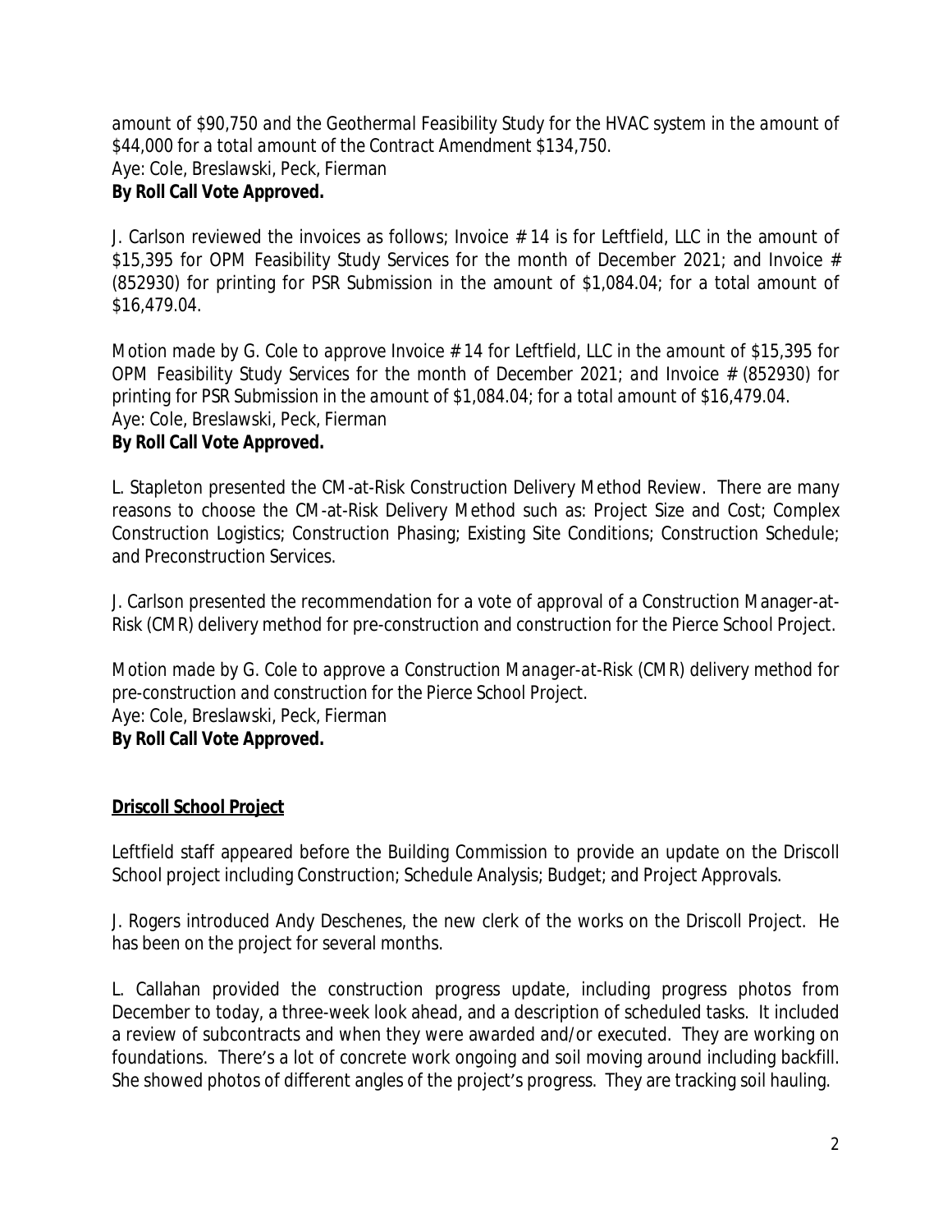*amount of $90,750 and the Geothermal Feasibility Study for the HVAC system in the amount of $44,000 for a total amount of the Contract Amendment $134,750.*
*Aye: Cole, Breslawski, Peck, Fierman*
**By Roll Call Vote Approved.**

J. Carlson reviewed the invoices as follows; Invoice # 14 is for Leftfield, LLC in the amount of $15,395 for OPM Feasibility Study Services for the month of December 2021; and Invoice # (852930) for printing for PSR Submission in the amount of $1,084.04; for a total amount of $16,479.04.

*Motion made by G. Cole to approve Invoice # 14 for Leftfield, LLC in the amount of $15,395 for OPM Feasibility Study Services for the month of December 2021; and Invoice # (852930) for printing for PSR Submission in the amount of $1,084.04; for a total amount of $16,479.04.*
*Aye: Cole, Breslawski, Peck, Fierman*
**By Roll Call Vote Approved.**

L. Stapleton presented the CM-at-Risk Construction Delivery Method Review. There are many reasons to choose the CM-at-Risk Delivery Method such as: Project Size and Cost; Complex Construction Logistics; Construction Phasing; Existing Site Conditions; Construction Schedule; and Preconstruction Services.

J. Carlson presented the recommendation for a vote of approval of a Construction Manager-at-Risk (CMR) delivery method for pre-construction and construction for the Pierce School Project.

*Motion made by G. Cole to approve a Construction Manager-at-Risk (CMR) delivery method for pre-construction and construction for the Pierce School Project.*
*Aye: Cole, Breslawski, Peck, Fierman*
**By Roll Call Vote Approved.**

**Driscoll School Project**

Leftfield staff appeared before the Building Commission to provide an update on the Driscoll School project including Construction; Schedule Analysis; Budget; and Project Approvals.

J. Rogers introduced Andy Deschenes, the new clerk of the works on the Driscoll Project. He has been on the project for several months.

L. Callahan provided the construction progress update, including progress photos from December to today, a three-week look ahead, and a description of scheduled tasks. It included a review of subcontracts and when they were awarded and/or executed. They are working on foundations. There's a lot of concrete work ongoing and soil moving around including backfill. She showed photos of different angles of the project's progress. They are tracking soil hauling.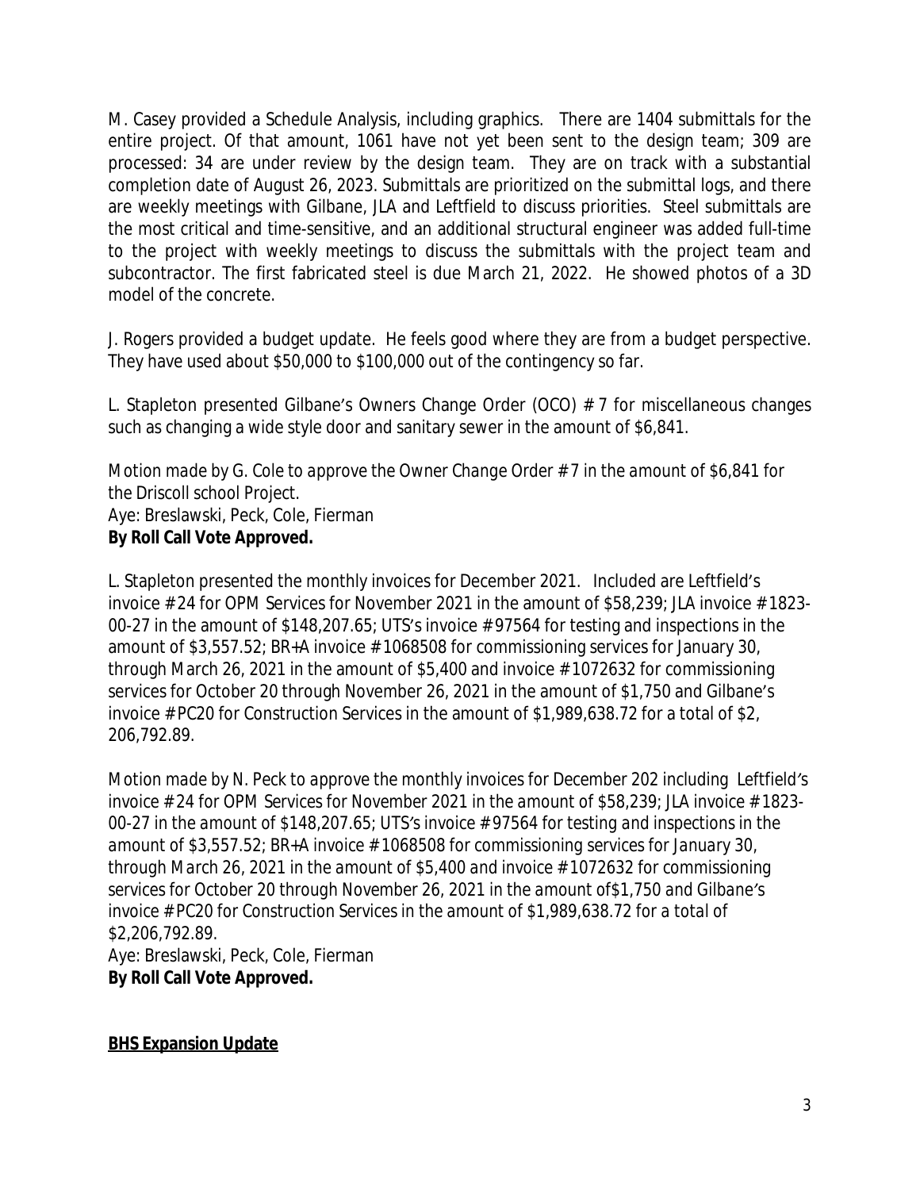M. Casey provided a Schedule Analysis, including graphics. There are 1404 submittals for the entire project. Of that amount, 1061 have not yet been sent to the design team; 309 are processed: 34 are under review by the design team. They are on track with a substantial completion date of August 26, 2023. Submittals are prioritized on the submittal logs, and there are weekly meetings with Gilbane, JLA and Leftfield to discuss priorities. Steel submittals are the most critical and time-sensitive, and an additional structural engineer was added full-time to the project with weekly meetings to discuss the submittals with the project team and subcontractor. The first fabricated steel is due March 21, 2022. He showed photos of a 3D model of the concrete.

J. Rogers provided a budget update. He feels good where they are from a budget perspective. They have used about $50,000 to $100,000 out of the contingency so far.

L. Stapleton presented Gilbane's Owners Change Order (OCO) # 7 for miscellaneous changes such as changing a wide style door and sanitary sewer in the amount of $6,841.

*Motion made by G. Cole to approve the Owner Change Order # 7 in the amount of $6,841 for the Driscoll school Project.*
Aye: Breslawski, Peck, Cole, Fierman
**By Roll Call Vote Approved.**

L. Stapleton presented the monthly invoices for December 2021. Included are Leftfield's invoice # 24 for OPM Services for November 2021 in the amount of $58,239; JLA invoice # 1823-00-27 in the amount of $148,207.65; UTS's invoice # 97564 for testing and inspections in the amount of $3,557.52; BR+A invoice # 1068508 for commissioning services for January 30, through March 26, 2021 in the amount of $5,400 and invoice # 1072632 for commissioning services for October 20 through November 26, 2021 in the amount of $1,750 and Gilbane's invoice # PC20 for Construction Services in the amount of $1,989,638.72 for a total of $2, 206,792.89.

*Motion made by N. Peck to approve the monthly invoices for December 202 including Leftfield's invoice # 24 for OPM Services for November 2021 in the amount of $58,239; JLA invoice # 1823-00-27 in the amount of $148,207.65; UTS's invoice # 97564 for testing and inspections in the amount of $3,557.52; BR+A invoice # 1068508 for commissioning services for January 30, through March 26, 2021 in the amount of $5,400 and invoice # 1072632 for commissioning services for October 20 through November 26, 2021 in the amount of$1,750 and Gilbane's invoice # PC20 for Construction Services in the amount of $1,989,638.72 for a total of $2,206,792.89.*
Aye: Breslawski, Peck, Cole, Fierman
**By Roll Call Vote Approved.**

**BHS Expansion Update**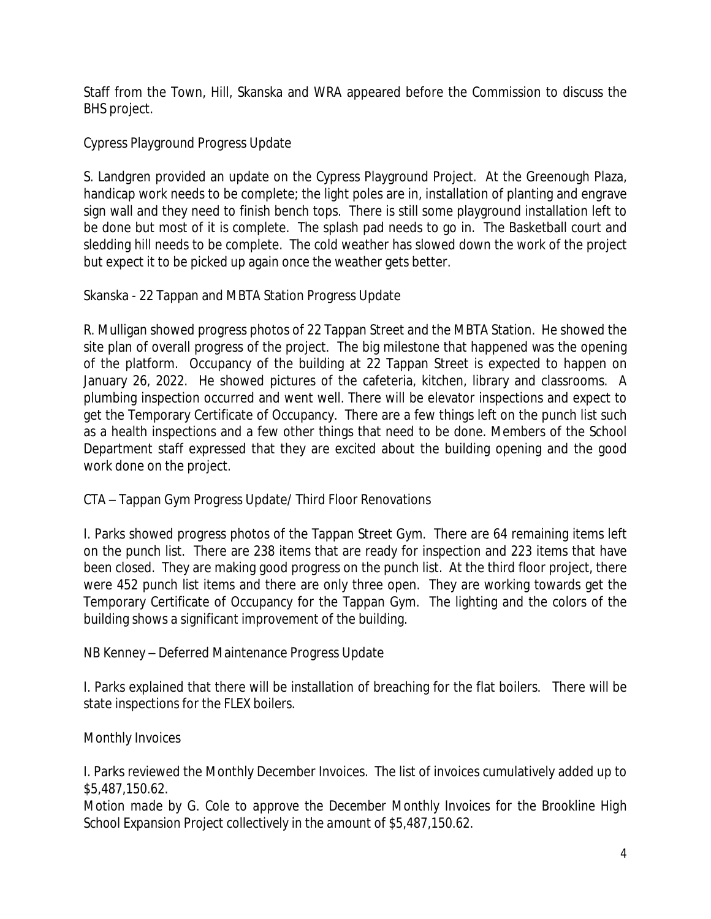Staff from the Town, Hill, Skanska and WRA appeared before the Commission to discuss the BHS project.

Cypress Playground Progress Update

S. Landgren provided an update on the Cypress Playground Project. At the Greenough Plaza, handicap work needs to be complete; the light poles are in, installation of planting and engrave sign wall and they need to finish bench tops. There is still some playground installation left to be done but most of it is complete. The splash pad needs to go in. The Basketball court and sledding hill needs to be complete. The cold weather has slowed down the work of the project but expect it to be picked up again once the weather gets better.

Skanska - 22 Tappan and MBTA Station Progress Update

R. Mulligan showed progress photos of 22 Tappan Street and the MBTA Station. He showed the site plan of overall progress of the project. The big milestone that happened was the opening of the platform. Occupancy of the building at 22 Tappan Street is expected to happen on January 26, 2022. He showed pictures of the cafeteria, kitchen, library and classrooms. A plumbing inspection occurred and went well. There will be elevator inspections and expect to get the Temporary Certificate of Occupancy. There are a few things left on the punch list such as a health inspections and a few other things that need to be done. Members of the School Department staff expressed that they are excited about the building opening and the good work done on the project.

CTA – Tappan Gym Progress Update/ Third Floor Renovations

I. Parks showed progress photos of the Tappan Street Gym. There are 64 remaining items left on the punch list. There are 238 items that are ready for inspection and 223 items that have been closed. They are making good progress on the punch list. At the third floor project, there were 452 punch list items and there are only three open. They are working towards get the Temporary Certificate of Occupancy for the Tappan Gym. The lighting and the colors of the building shows a significant improvement of the building.

NB Kenney – Deferred Maintenance Progress Update

I. Parks explained that there will be installation of breaching for the flat boilers. There will be state inspections for the FLEX boilers.

Monthly Invoices

I. Parks reviewed the Monthly December Invoices. The list of invoices cumulatively added up to $5,487,150.62.
*Motion made by G. Cole to approve the December Monthly Invoices for the Brookline High School Expansion Project collectively in the amount of $5,487,150.62.*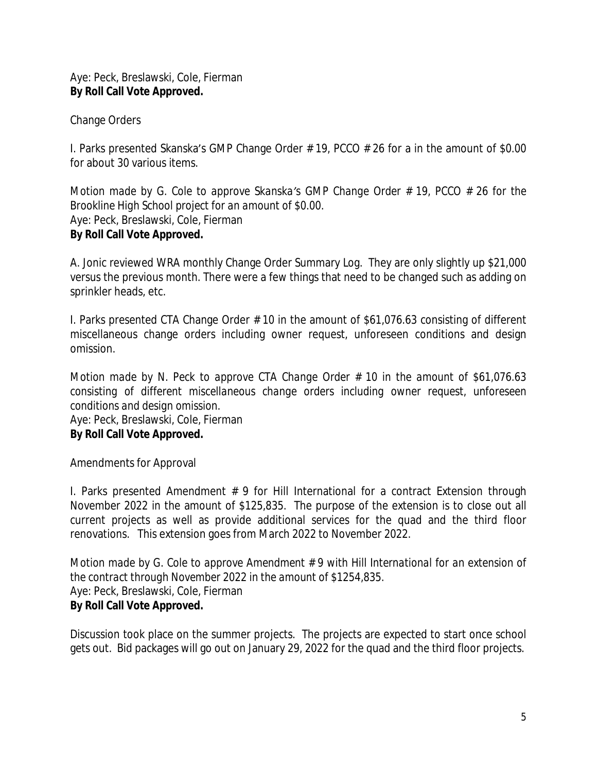Aye: Peck, Breslawski, Cole, Fierman
**By Roll Call Vote Approved.**

Change Orders

I. Parks presented Skanska's GMP Change Order # 19, PCCO # 26 for a in the amount of $0.00 for about 30 various items.

*Motion made by G. Cole to approve Skanska's GMP Change Order # 19, PCCO # 26 for the Brookline High School project for an amount of $0.00.*
*Aye: Peck, Breslawski, Cole, Fierman*
**By Roll Call Vote Approved.**

A. Jonic reviewed WRA monthly Change Order Summary Log. They are only slightly up $21,000 versus the previous month. There were a few things that need to be changed such as adding on sprinkler heads, etc.

I. Parks presented CTA Change Order # 10 in the amount of $61,076.63 consisting of different miscellaneous change orders including owner request, unforeseen conditions and design omission.

*Motion made by N. Peck to approve CTA Change Order # 10 in the amount of $61,076.63 consisting of different miscellaneous change orders including owner request, unforeseen conditions and design omission.*
*Aye: Peck, Breslawski, Cole, Fierman*
**By Roll Call Vote Approved.**

Amendments for Approval

I. Parks presented Amendment # 9 for Hill International for a contract Extension through November 2022 in the amount of $125,835. The purpose of the extension is to close out all current projects as well as provide additional services for the quad and the third floor renovations. This extension goes from March 2022 to November 2022.

*Motion made by G. Cole to approve Amendment # 9 with Hill International for an extension of the contract through November 2022 in the amount of $1254,835.*
*Aye: Peck, Breslawski, Cole, Fierman*
**By Roll Call Vote Approved.**

Discussion took place on the summer projects. The projects are expected to start once school gets out. Bid packages will go out on January 29, 2022 for the quad and the third floor projects.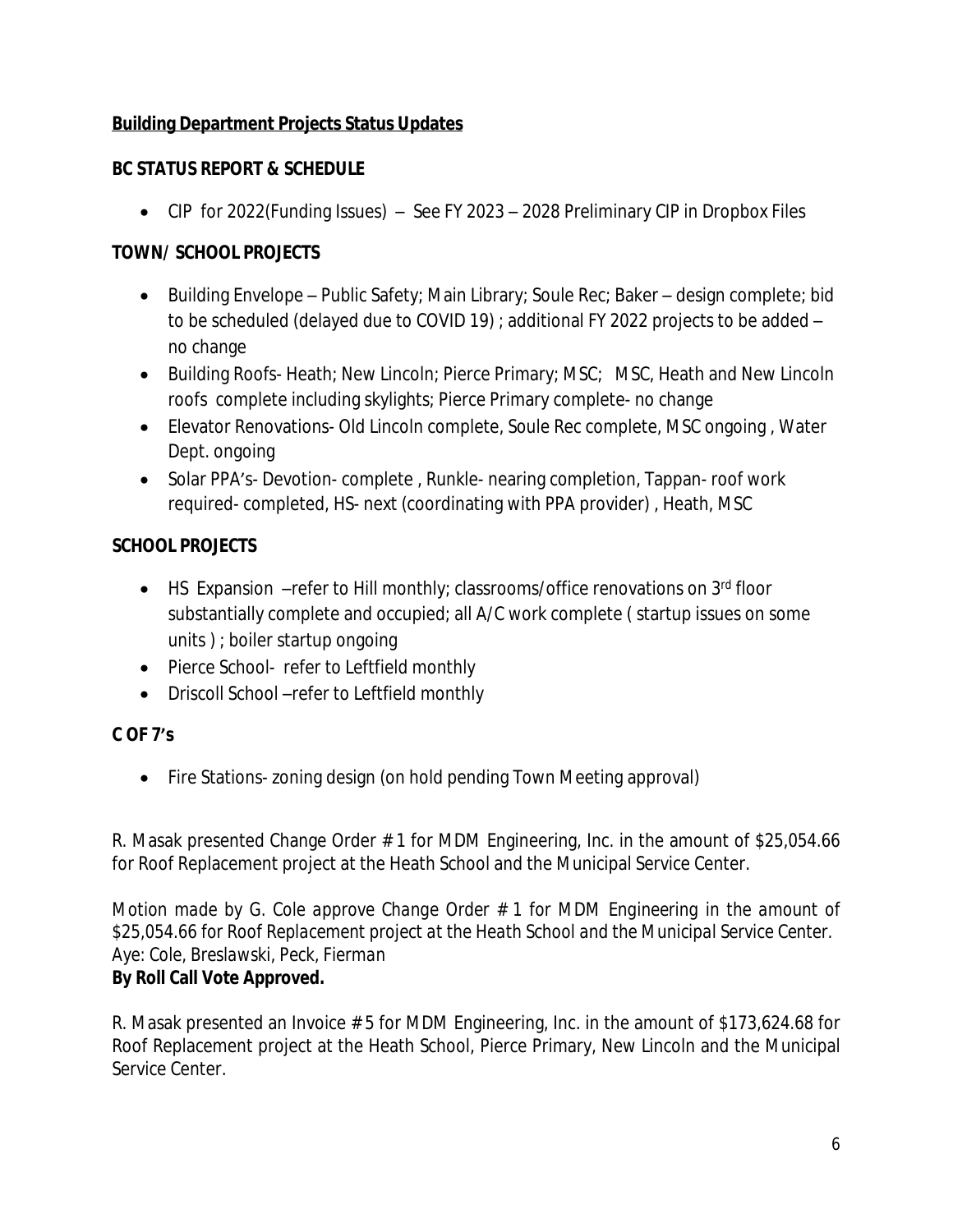**Building Department Projects Status Updates**

**BC STATUS REPORT & SCHEDULE**

- CIP for 2022(Funding Issues) – See FY 2023 – 2028 Preliminary CIP in Dropbox Files

**TOWN/ SCHOOL PROJECTS**

- Building Envelope – Public Safety; Main Library; Soule Rec; Baker – design complete; bid to be scheduled (delayed due to COVID 19) ; additional FY 2022 projects to be added – no change
- Building Roofs- Heath; New Lincoln; Pierce Primary; MSC; MSC, Heath and New Lincoln roofs complete including skylights; Pierce Primary complete- no change
- Elevator Renovations- Old Lincoln complete, Soule Rec complete, MSC ongoing , Water Dept. ongoing
- Solar PPA's- Devotion- complete , Runkle- nearing completion, Tappan- roof work required- completed, HS- next (coordinating with PPA provider) , Heath, MSC

**SCHOOL PROJECTS**

- HS Expansion –refer to Hill monthly; classrooms/office renovations on 3rd floor substantially complete and occupied; all A/C work complete ( startup issues on some units ) ; boiler startup ongoing
- Pierce School- refer to Leftfield monthly
- Driscoll School –refer to Leftfield monthly

**C OF 7's**

- Fire Stations- zoning design (on hold pending Town Meeting approval)

R. Masak presented Change Order # 1 for MDM Engineering, Inc. in the amount of $25,054.66 for Roof Replacement project at the Heath School and the Municipal Service Center.

*Motion made by G. Cole approve Change Order # 1 for MDM Engineering in the amount of $25,054.66 for Roof Replacement project at the Heath School and the Municipal Service Center.*
*Aye: Cole, Breslawski, Peck, Fierman*
**By Roll Call Vote Approved.**

R. Masak presented an Invoice # 5 for MDM Engineering, Inc. in the amount of $173,624.68 for Roof Replacement project at the Heath School, Pierce Primary, New Lincoln and the Municipal Service Center.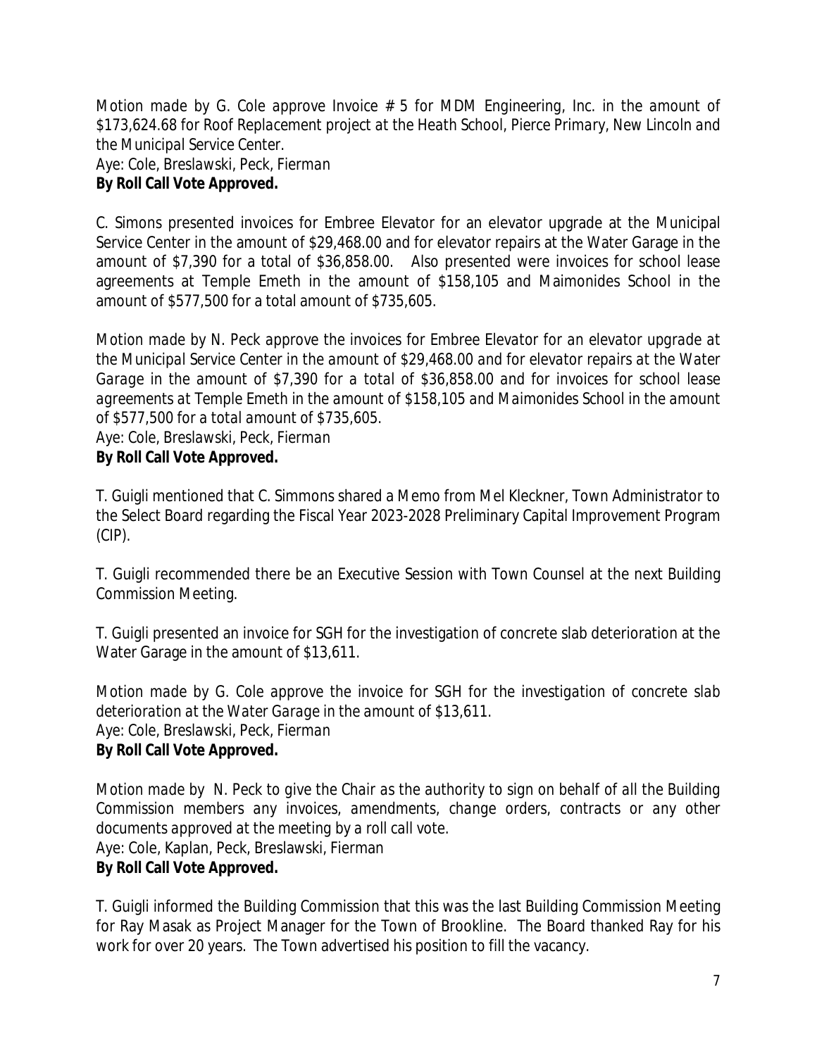*Motion made by G. Cole approve Invoice # 5 for MDM Engineering, Inc. in the amount of $173,624.68 for Roof Replacement project at the Heath School, Pierce Primary, New Lincoln and the Municipal Service Center.*
*Aye: Cole, Breslawski, Peck, Fierman*
**By Roll Call Vote Approved.**

C. Simons presented invoices for Embree Elevator for an elevator upgrade at the Municipal Service Center in the amount of $29,468.00 and for elevator repairs at the Water Garage in the amount of $7,390 for a total of $36,858.00. Also presented were invoices for school lease agreements at Temple Emeth in the amount of $158,105 and Maimonides School in the amount of $577,500 for a total amount of $735,605.

*Motion made by N. Peck approve the invoices for Embree Elevator for an elevator upgrade at the Municipal Service Center in the amount of $29,468.00 and for elevator repairs at the Water Garage in the amount of $7,390 for a total of $36,858.00 and for invoices for school lease agreements at Temple Emeth in the amount of $158,105 and Maimonides School in the amount of $577,500 for a total amount of $735,605.*
*Aye: Cole, Breslawski, Peck, Fierman*
**By Roll Call Vote Approved.**

T. Guigli mentioned that C. Simmons shared a Memo from Mel Kleckner, Town Administrator to the Select Board regarding the Fiscal Year 2023-2028 Preliminary Capital Improvement Program (CIP).

T. Guigli recommended there be an Executive Session with Town Counsel at the next Building Commission Meeting.

T. Guigli presented an invoice for SGH for the investigation of concrete slab deterioration at the Water Garage in the amount of $13,611.

*Motion made by G. Cole approve the invoice for SGH for the investigation of concrete slab deterioration at the Water Garage in the amount of $13,611.*
*Aye: Cole, Breslawski, Peck, Fierman*
**By Roll Call Vote Approved.**

*Motion made by N. Peck to give the Chair as the authority to sign on behalf of all the Building Commission members any invoices, amendments, change orders, contracts or any other documents approved at the meeting by a roll call vote.*
*Aye: Cole, Kaplan, Peck, Breslawski, Fierman*
**By Roll Call Vote Approved.**

T. Guigli informed the Building Commission that this was the last Building Commission Meeting for Ray Masak as Project Manager for the Town of Brookline. The Board thanked Ray for his work for over 20 years. The Town advertised his position to fill the vacancy.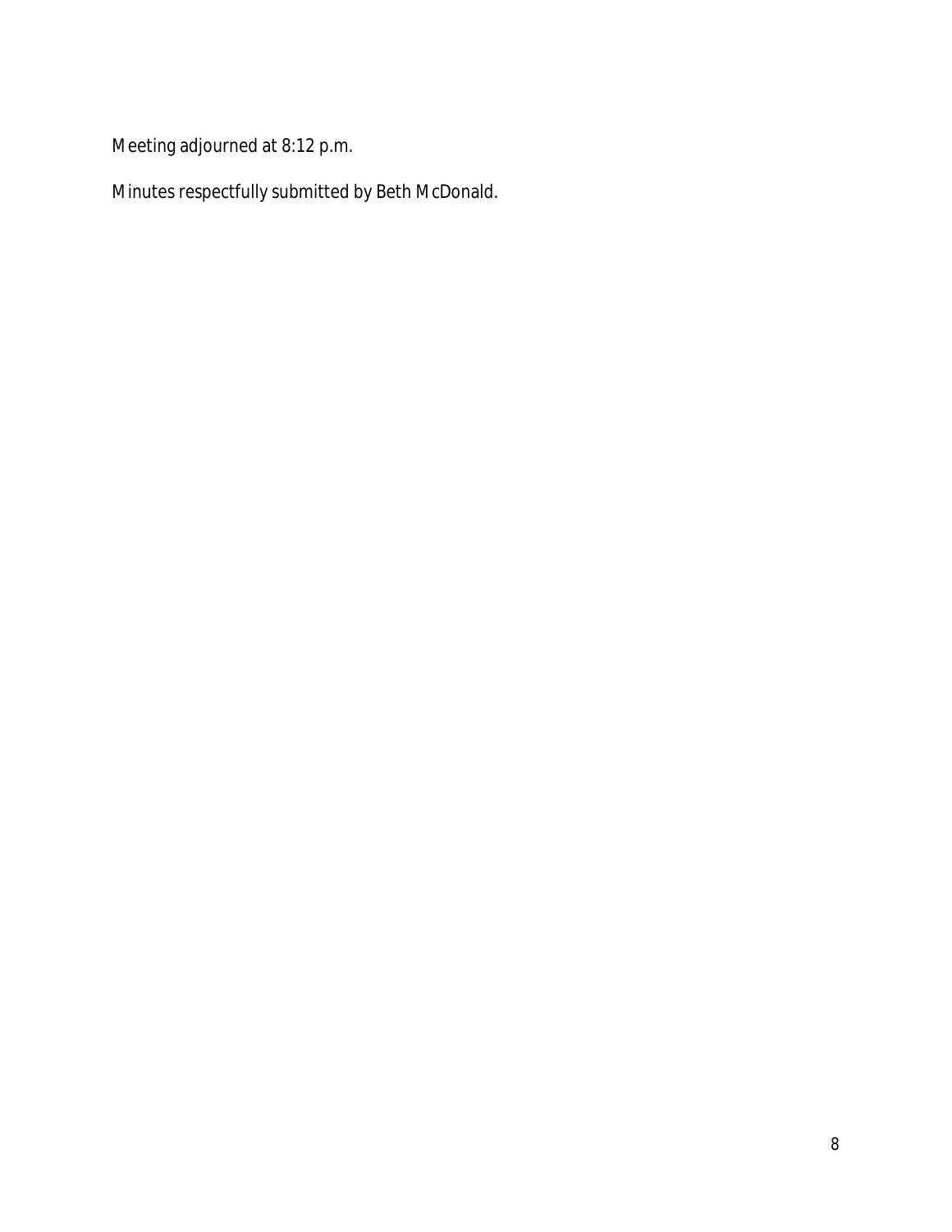Meeting adjourned at 8:12 p.m.

Minutes respectfully submitted by Beth McDonald.